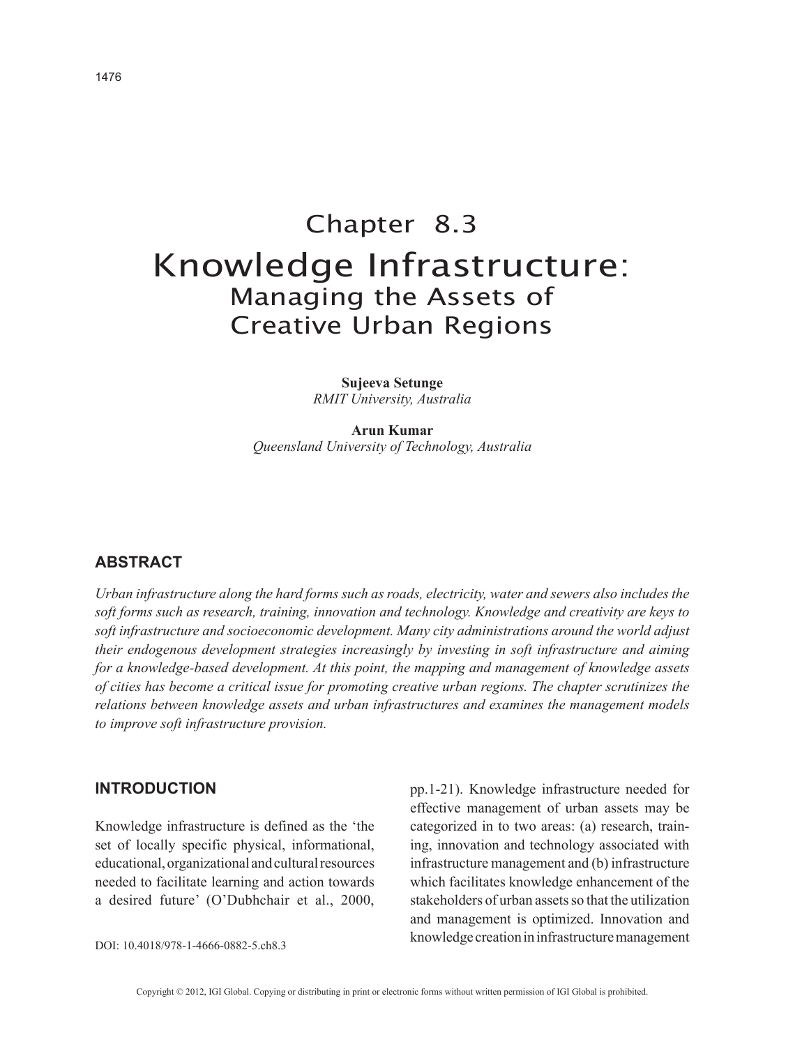# Chapter 8.3

# Knowledge Infrastructure: Managing the Assets of Creative Urban Regions

**Sujeeva Setunge**
*RMIT University, Australia*

**Arun Kumar**
*Queensland University of Technology, Australia*

## ABSTRACT

*Urban infrastructure along the hard forms such as roads, electricity, water and sewers also includes the soft forms such as research, training, innovation and technology. Knowledge and creativity are keys to soft infrastructure and socioeconomic development. Many city administrations around the world adjust their endogenous development strategies increasingly by investing in soft infrastructure and aiming for a knowledge-based development. At this point, the mapping and management of knowledge assets of cities has become a critical issue for promoting creative urban regions. The chapter scrutinizes the relations between knowledge assets and urban infrastructures and examines the management models to improve soft infrastructure provision.*

## INTRODUCTION

Knowledge infrastructure is defined as the 'the set of locally specific physical, informational, educational, organizational and cultural resources needed to facilitate learning and action towards a desired future' (O'Dubhchair et al., 2000, pp.1-21). Knowledge infrastructure needed for effective management of urban assets may be categorized in to two areas: (a) research, training, innovation and technology associated with infrastructure management and (b) infrastructure which facilitates knowledge enhancement of the stakeholders of urban assets so that the utilization and management is optimized. Innovation and knowledge creation in infrastructure management

DOI: 10.4018/978-1-4666-0882-5.ch8.3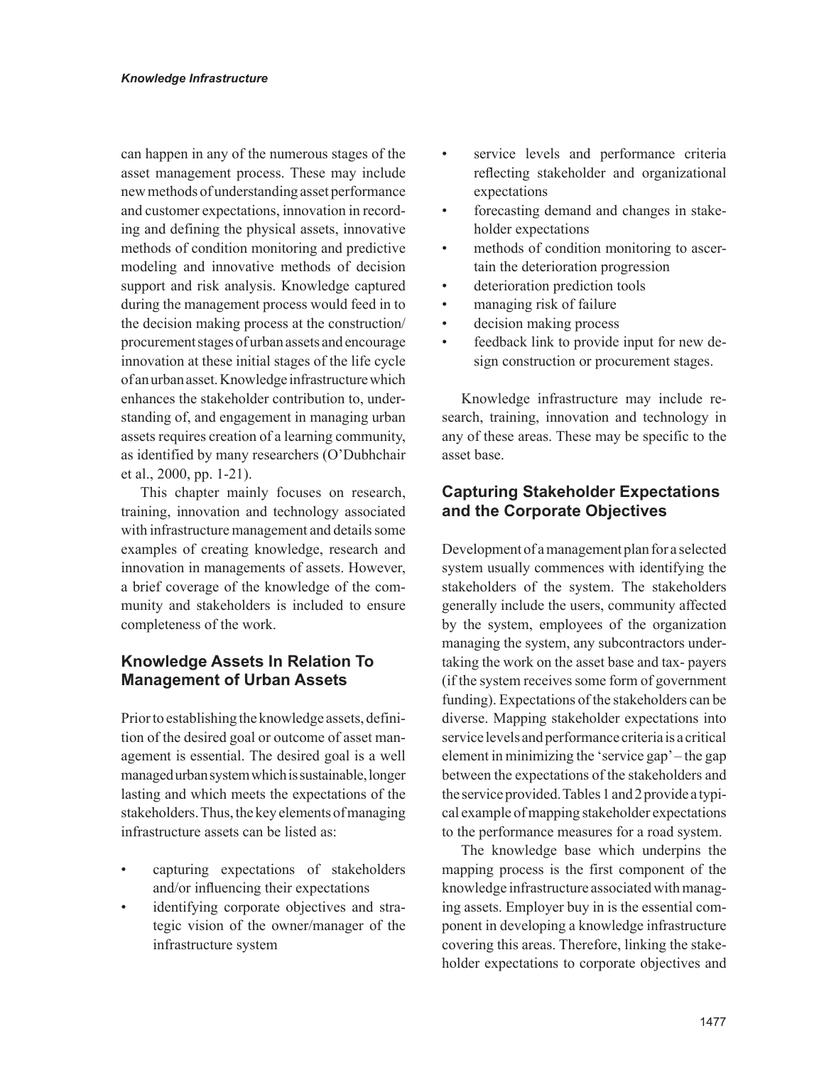can happen in any of the numerous stages of the asset management process. These may include new methods of understanding asset performance and customer expectations, innovation in recording and defining the physical assets, innovative methods of condition monitoring and predictive modeling and innovative methods of decision support and risk analysis. Knowledge captured during the management process would feed in to the decision making process at the construction/procurement stages of urban assets and encourage innovation at these initial stages of the life cycle of an urban asset. Knowledge infrastructure which enhances the stakeholder contribution to, understanding of, and engagement in managing urban assets requires creation of a learning community, as identified by many researchers (O'Dubhchair et al., 2000, pp. 1-21).

This chapter mainly focuses on research, training, innovation and technology associated with infrastructure management and details some examples of creating knowledge, research and innovation in managements of assets. However, a brief coverage of the knowledge of the community and stakeholders is included to ensure completeness of the work.

## Knowledge Assets In Relation To Management of Urban Assets

Prior to establishing the knowledge assets, definition of the desired goal or outcome of asset management is essential. The desired goal is a well managed urban system which is sustainable, longer lasting and which meets the expectations of the stakeholders. Thus, the key elements of managing infrastructure assets can be listed as:

- capturing expectations of stakeholders and/or influencing their expectations
- identifying corporate objectives and strategic vision of the owner/manager of the infrastructure system
- service levels and performance criteria reflecting stakeholder and organizational expectations
- forecasting demand and changes in stakeholder expectations
- methods of condition monitoring to ascertain the deterioration progression
- deterioration prediction tools
- managing risk of failure
- decision making process
- feedback link to provide input for new design construction or procurement stages.

Knowledge infrastructure may include research, training, innovation and technology in any of these areas. These may be specific to the asset base.

## Capturing Stakeholder Expectations and the Corporate Objectives

Development of a management plan for a selected system usually commences with identifying the stakeholders of the system. The stakeholders generally include the users, community affected by the system, employees of the organization managing the system, any subcontractors undertaking the work on the asset base and tax- payers (if the system receives some form of government funding). Expectations of the stakeholders can be diverse. Mapping stakeholder expectations into service levels and performance criteria is a critical element in minimizing the 'service gap' – the gap between the expectations of the stakeholders and the service provided. Tables 1 and 2 provide a typical example of mapping stakeholder expectations to the performance measures for a road system.

The knowledge base which underpins the mapping process is the first component of the knowledge infrastructure associated with managing assets. Employer buy in is the essential component in developing a knowledge infrastructure covering this areas. Therefore, linking the stakeholder expectations to corporate objectives and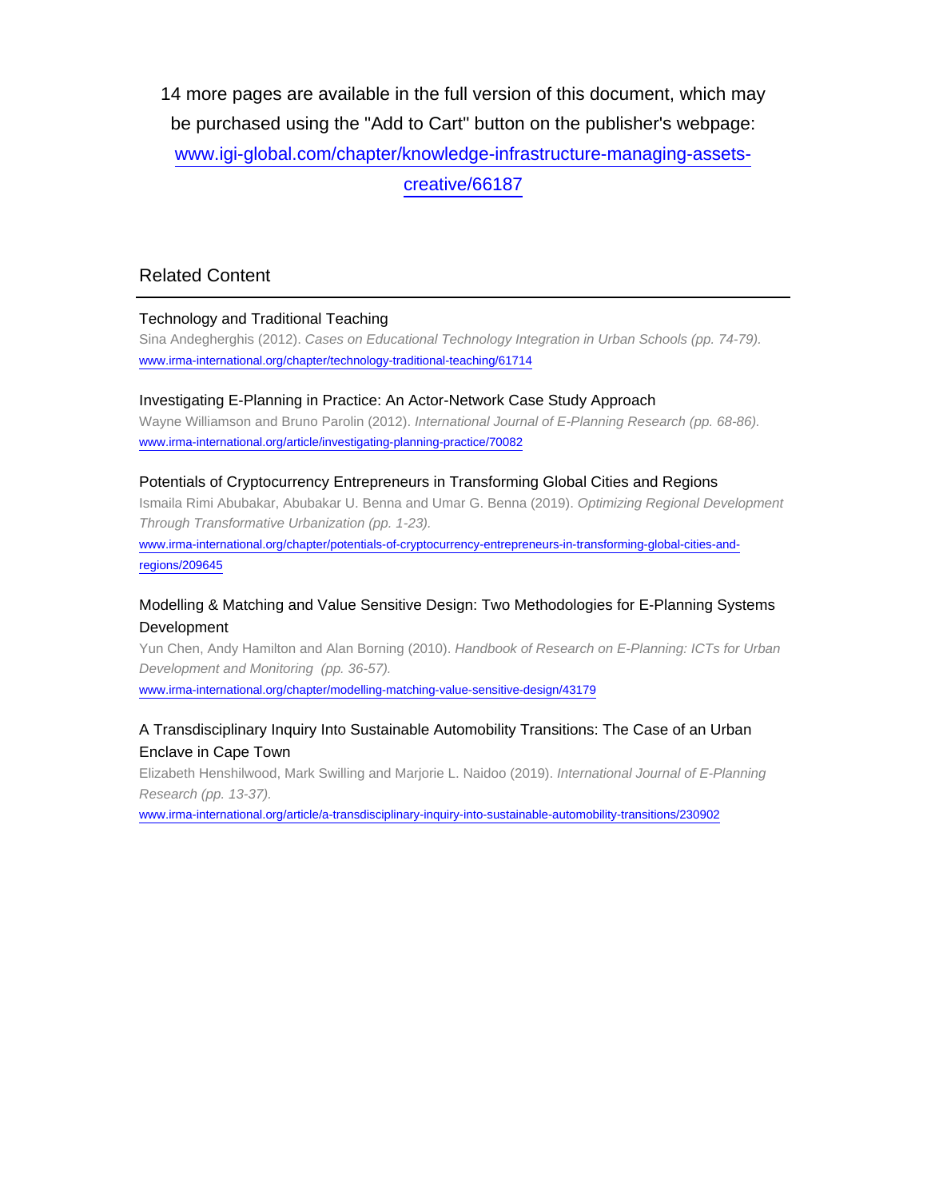14 more pages are available in the full version of this document, which may be purchased using the "Add to Cart" button on the publisher's webpage: [www.igi-global.com/chapter/knowledge-infrastructure-managing-assets-creative/66187](www.igi-global.com/chapter/knowledge-infrastructure-managing-assets-creative/66187)

## Related Content

Technology and Traditional Teaching
Sina Andegherghis (2012). *Cases on Educational Technology Integration in Urban Schools (pp. 74-79).*
[www.irma-international.org/chapter/technology-traditional-teaching/61714](www.irma-international.org/chapter/technology-traditional-teaching/61714)

Investigating E-Planning in Practice: An Actor-Network Case Study Approach
Wayne Williamson and Bruno Parolin (2012). *International Journal of E-Planning Research (pp. 68-86).*
[www.irma-international.org/article/investigating-planning-practice/70082](www.irma-international.org/article/investigating-planning-practice/70082)

Potentials of Cryptocurrency Entrepreneurs in Transforming Global Cities and Regions
Ismaila Rimi Abubakar, Abubakar U. Benna and Umar G. Benna (2019). *Optimizing Regional Development Through Transformative Urbanization (pp. 1-23).*
[www.irma-international.org/chapter/potentials-of-cryptocurrency-entrepreneurs-in-transforming-global-cities-and-regions/209645](www.irma-international.org/chapter/potentials-of-cryptocurrency-entrepreneurs-in-transforming-global-cities-and-regions/209645)

Modelling & Matching and Value Sensitive Design: Two Methodologies for E-Planning Systems Development
Yun Chen, Andy Hamilton and Alan Borning (2010). *Handbook of Research on E-Planning: ICTs for Urban Development and Monitoring (pp. 36-57).*
[www.irma-international.org/chapter/modelling-matching-value-sensitive-design/43179](www.irma-international.org/chapter/modelling-matching-value-sensitive-design/43179)

A Transdisciplinary Inquiry Into Sustainable Automobility Transitions: The Case of an Urban Enclave in Cape Town
Elizabeth Henshilwood, Mark Swilling and Marjorie L. Naidoo (2019). *International Journal of E-Planning Research (pp. 13-37).*
[www.irma-international.org/article/a-transdisciplinary-inquiry-into-sustainable-automobility-transitions/230902](www.irma-international.org/article/a-transdisciplinary-inquiry-into-sustainable-automobility-transitions/230902)